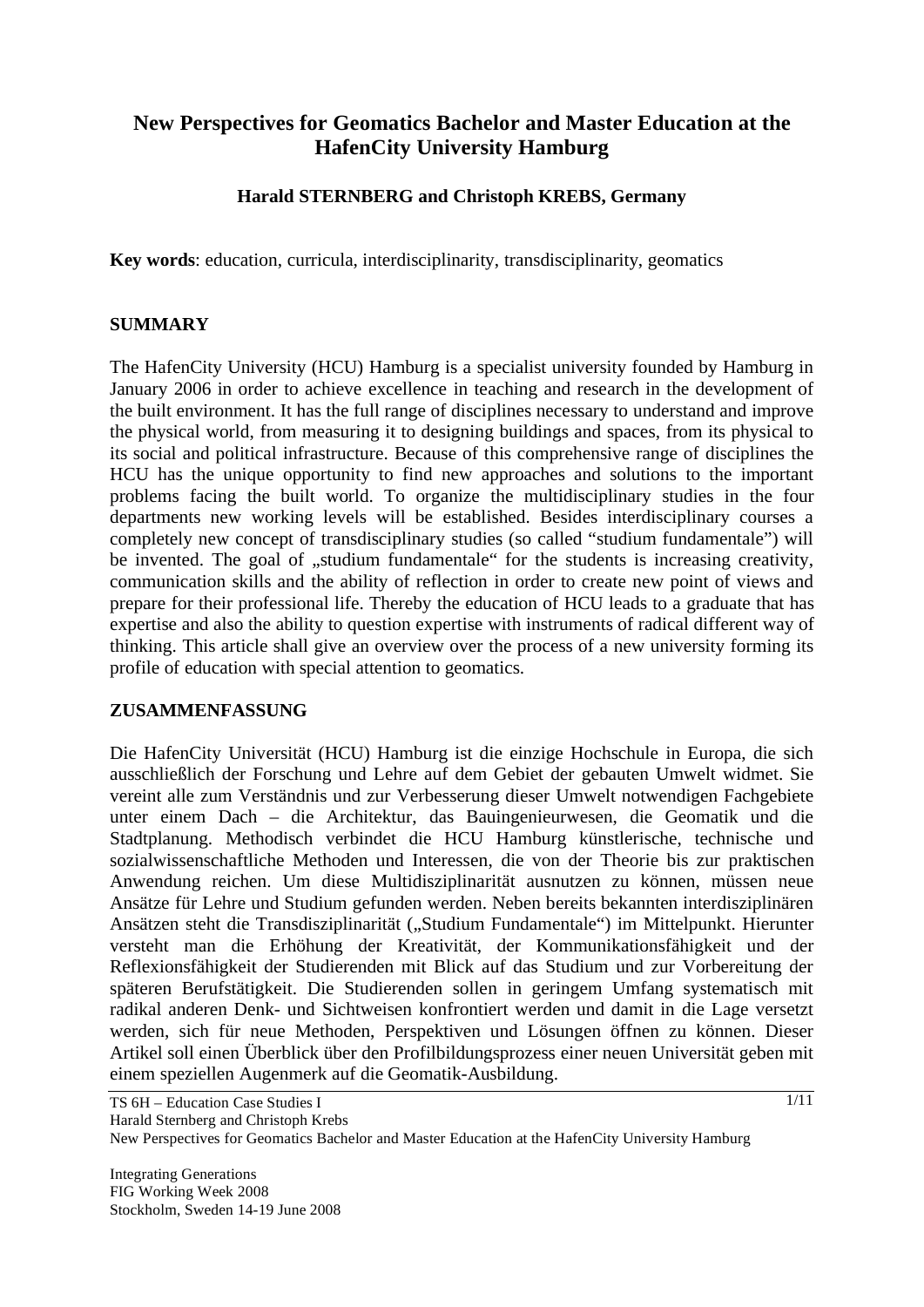# New Perspectives for Geomatics Bachelor and Master Education at the HafenCity University Hamburg

**Harald STERNBERG and Christoph KREBS, Germany**

**Key words**: education, curricula, interdisciplinarity, transdisciplinarity, geomatics

## SUMMARY

The HafenCity University (HCU) Hamburg is a specialist university founded by Hamburg in January 2006 in order to achieve excellence in teaching and research in the development of the built environment. It has the full range of disciplines necessary to understand and improve the physical world, from measuring it to designing buildings and spaces, from its physical to its social and political infrastructure. Because of this comprehensive range of disciplines the HCU has the unique opportunity to find new approaches and solutions to the important problems facing the built world. To organize the multidisciplinary studies in the four departments new working levels will be established. Besides interdisciplinary courses a completely new concept of transdisciplinary studies (so called "studium fundamentale") will be invented. The goal of „studium fundamentale" for the students is increasing creativity, communication skills and the ability of reflection in order to create new point of views and prepare for their professional life. Thereby the education of HCU leads to a graduate that has expertise and also the ability to question expertise with instruments of radical different way of thinking. This article shall give an overview over the process of a new university forming its profile of education with special attention to geomatics.

## ZUSAMMENFASSUNG

Die HafenCity Universität (HCU) Hamburg ist die einzige Hochschule in Europa, die sich ausschließlich der Forschung und Lehre auf dem Gebiet der gebauten Umwelt widmet. Sie vereint alle zum Verständnis und zur Verbesserung dieser Umwelt notwendigen Fachgebiete unter einem Dach – die Architektur, das Bauingenieurwesen, die Geomatik und die Stadtplanung. Methodisch verbindet die HCU Hamburg künstlerische, technische und sozialwissenschaftliche Methoden und Interessen, die von der Theorie bis zur praktischen Anwendung reichen. Um diese Multidisziplinarität ausnutzen zu können, müssen neue Ansätze für Lehre und Studium gefunden werden. Neben bereits bekannten interdisziplinären Ansätzen steht die Transdisziplinarität („Studium Fundamentale") im Mittelpunkt. Hierunter versteht man die Erhöhung der Kreativität, der Kommunikationsfähigkeit und der Reflexionsfähigkeit der Studierenden mit Blick auf das Studium und zur Vorbereitung der späteren Berufstätigkeit. Die Studierenden sollen in geringem Umfang systematisch mit radikal anderen Denk- und Sichtweisen konfrontiert werden und damit in die Lage versetzt werden, sich für neue Methoden, Perspektiven und Lösungen öffnen zu können. Dieser Artikel soll einen Überblick über den Profilbildungsprozess einer neuen Universität geben mit einem speziellen Augenmerk auf die Geomatik-Ausbildung.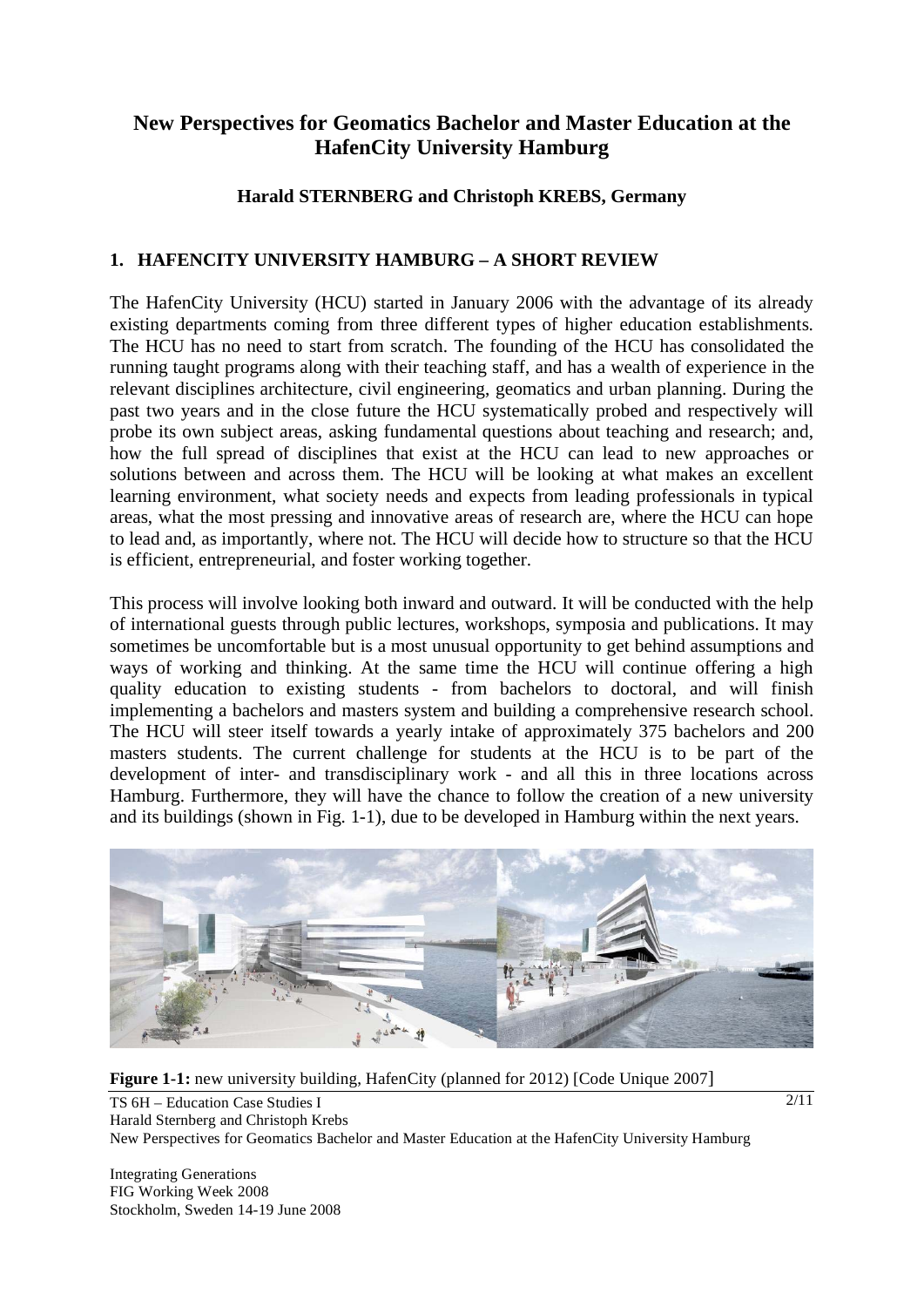# New Perspectives for Geomatics Bachelor and Master Education at the HafenCity University Hamburg

**Harald STERNBERG and Christoph KREBS, Germany**

## 1. HAFENCITY UNIVERSITY HAMBURG – A SHORT REVIEW

The HafenCity University (HCU) started in January 2006 with the advantage of its already existing departments coming from three different types of higher education establishments. The HCU has no need to start from scratch. The founding of the HCU has consolidated the running taught programs along with their teaching staff, and has a wealth of experience in the relevant disciplines architecture, civil engineering, geomatics and urban planning. During the past two years and in the close future the HCU systematically probed and respectively will probe its own subject areas, asking fundamental questions about teaching and research; and, how the full spread of disciplines that exist at the HCU can lead to new approaches or solutions between and across them. The HCU will be looking at what makes an excellent learning environment, what society needs and expects from leading professionals in typical areas, what the most pressing and innovative areas of research are, where the HCU can hope to lead and, as importantly, where not. The HCU will decide how to structure so that the HCU is efficient, entrepreneurial, and foster working together.

This process will involve looking both inward and outward. It will be conducted with the help of international guests through public lectures, workshops, symposia and publications. It may sometimes be uncomfortable but is a most unusual opportunity to get behind assumptions and ways of working and thinking. At the same time the HCU will continue offering a high quality education to existing students - from bachelors to doctoral, and will finish implementing a bachelors and masters system and building a comprehensive research school. The HCU will steer itself towards a yearly intake of approximately 375 bachelors and 200 masters students. The current challenge for students at the HCU is to be part of the development of inter- and transdisciplinary work - and all this in three locations across Hamburg. Furthermore, they will have the chance to follow the creation of a new university and its buildings (shown in Fig. 1-1), due to be developed in Hamburg within the next years.

**Figure 1-1:** new university building, HafenCity (planned for 2012) [Code Unique 2007]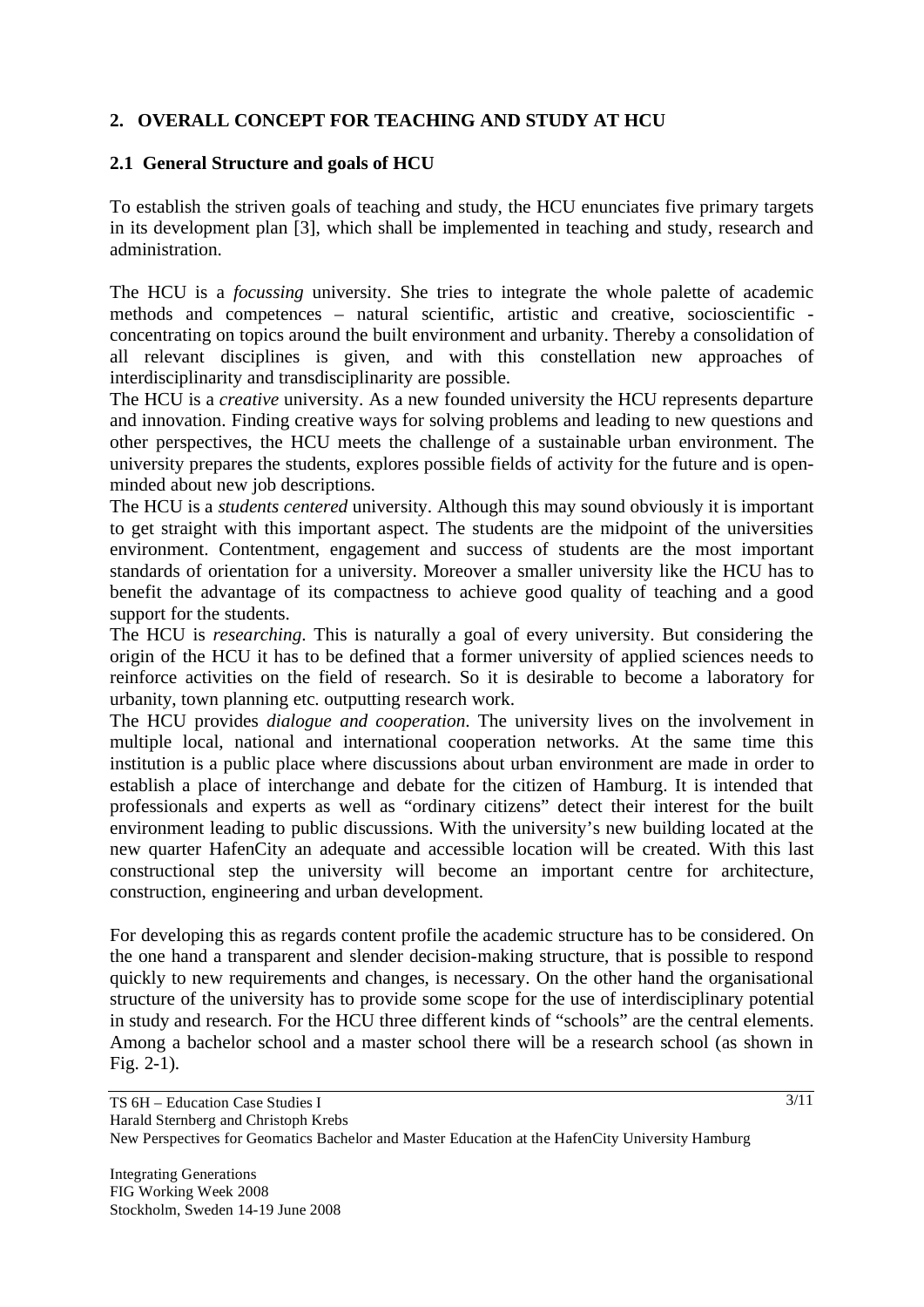## 2. OVERALL CONCEPT FOR TEACHING AND STUDY AT HCU

### 2.1 General Structure and goals of HCU

To establish the striven goals of teaching and study, the HCU enunciates five primary targets in its development plan [3], which shall be implemented in teaching and study, research and administration.

The HCU is a *focussing* university. She tries to integrate the whole palette of academic methods and competences – natural scientific, artistic and creative, socioscientific - concentrating on topics around the built environment and urbanity. Thereby a consolidation of all relevant disciplines is given, and with this constellation new approaches of interdisciplinarity and transdisciplinarity are possible.

The HCU is a *creative* university. As a new founded university the HCU represents departure and innovation. Finding creative ways for solving problems and leading to new questions and other perspectives, the HCU meets the challenge of a sustainable urban environment. The university prepares the students, explores possible fields of activity for the future and is open-minded about new job descriptions.

The HCU is a *students centered* university. Although this may sound obviously it is important to get straight with this important aspect. The students are the midpoint of the universities environment. Contentment, engagement and success of students are the most important standards of orientation for a university. Moreover a smaller university like the HCU has to benefit the advantage of its compactness to achieve good quality of teaching and a good support for the students.

The HCU is *researching*. This is naturally a goal of every university. But considering the origin of the HCU it has to be defined that a former university of applied sciences needs to reinforce activities on the field of research. So it is desirable to become a laboratory for urbanity, town planning etc. outputting research work.

The HCU provides *dialogue and cooperation*. The university lives on the involvement in multiple local, national and international cooperation networks. At the same time this institution is a public place where discussions about urban environment are made in order to establish a place of interchange and debate for the citizen of Hamburg. It is intended that professionals and experts as well as "ordinary citizens" detect their interest for the built environment leading to public discussions. With the university's new building located at the new quarter HafenCity an adequate and accessible location will be created. With this last constructional step the university will become an important centre for architecture, construction, engineering and urban development.

For developing this as regards content profile the academic structure has to be considered. On the one hand a transparent and slender decision-making structure, that is possible to respond quickly to new requirements and changes, is necessary. On the other hand the organisational structure of the university has to provide some scope for the use of interdisciplinary potential in study and research. For the HCU three different kinds of "schools" are the central elements. Among a bachelor school and a master school there will be a research school (as shown in Fig. 2-1).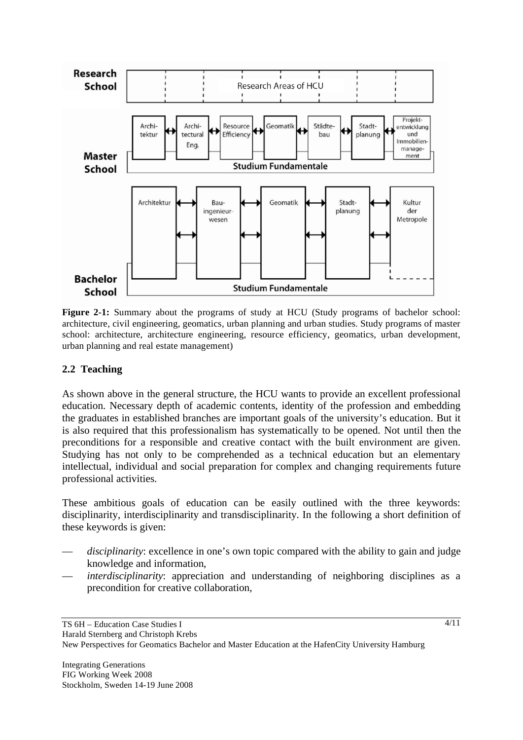**Figure 2-1:** Summary about the programs of study at HCU (Study programs of bachelor school: architecture, civil engineering, geomatics, urban planning and urban studies. Study programs of master school: architecture, architecture engineering, resource efficiency, geomatics, urban development, urban planning and real estate management)

## 2.2 Teaching

As shown above in the general structure, the HCU wants to provide an excellent professional education. Necessary depth of academic contents, identity of the profession and embedding the graduates in established branches are important goals of the university's education. But it is also required that this professionalism has systematically to be opened. Not until then the preconditions for a responsible and creative contact with the built environment are given. Studying has not only to be comprehended as a technical education but an elementary intellectual, individual and social preparation for complex and changing requirements future professional activities.

These ambitious goals of education can be easily outlined with the three keywords: disciplinarity, interdisciplinarity and transdisciplinarity. In the following a short definition of these keywords is given:

- *disciplinarity*: excellence in one's own topic compared with the ability to gain and judge knowledge and information,
- *interdisciplinarity*: appreciation and understanding of neighboring disciplines as a precondition for creative collaboration,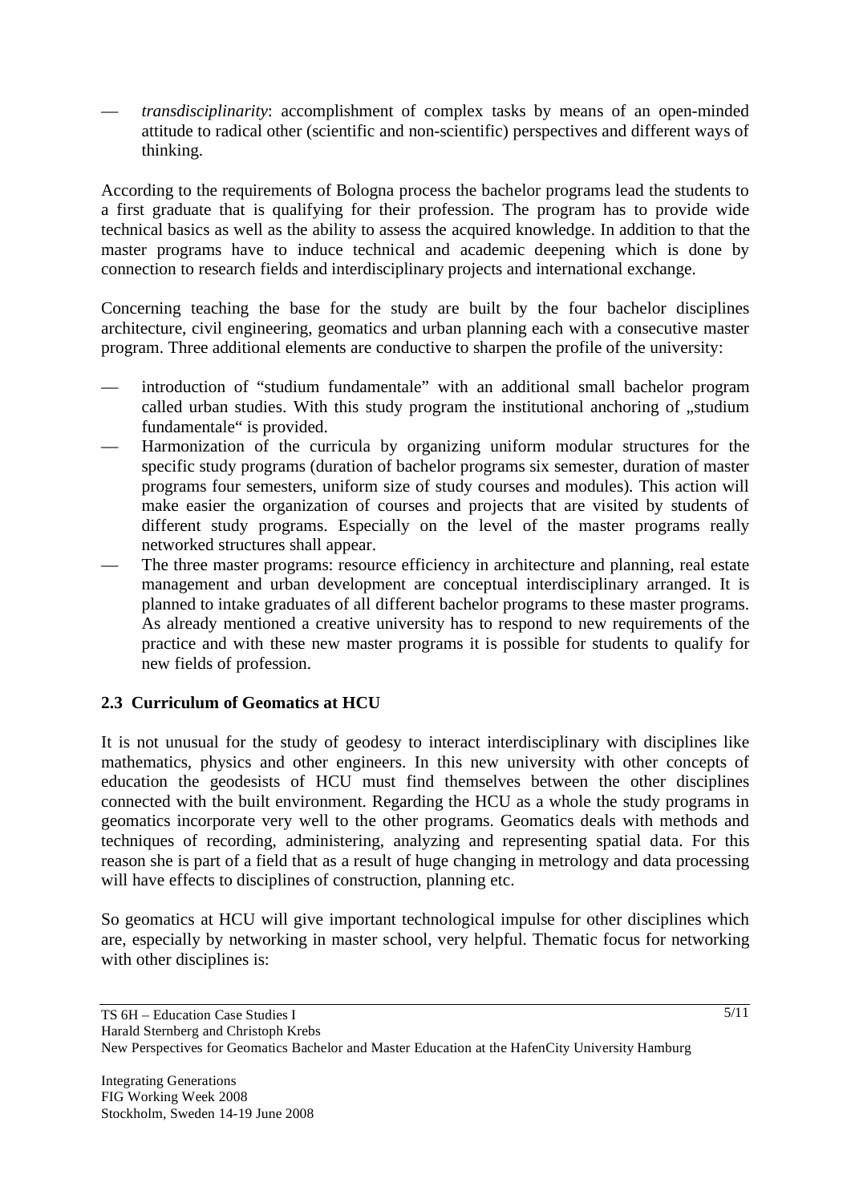- *transdisciplinarity*: accomplishment of complex tasks by means of an open-minded attitude to radical other (scientific and non-scientific) perspectives and different ways of thinking.

According to the requirements of Bologna process the bachelor programs lead the students to a first graduate that is qualifying for their profession. The program has to provide wide technical basics as well as the ability to assess the acquired knowledge. In addition to that the master programs have to induce technical and academic deepening which is done by connection to research fields and interdisciplinary projects and international exchange.

Concerning teaching the base for the study are built by the four bachelor disciplines architecture, civil engineering, geomatics and urban planning each with a consecutive master program. Three additional elements are conductive to sharpen the profile of the university:

- introduction of "studium fundamentale" with an additional small bachelor program called urban studies. With this study program the institutional anchoring of „studium fundamentale" is provided.
- Harmonization of the curricula by organizing uniform modular structures for the specific study programs (duration of bachelor programs six semester, duration of master programs four semesters, uniform size of study courses and modules). This action will make easier the organization of courses and projects that are visited by students of different study programs. Especially on the level of the master programs really networked structures shall appear.
- The three master programs: resource efficiency in architecture and planning, real estate management and urban development are conceptual interdisciplinary arranged. It is planned to intake graduates of all different bachelor programs to these master programs. As already mentioned a creative university has to respond to new requirements of the practice and with these new master programs it is possible for students to qualify for new fields of profession.

### 2.3 Curriculum of Geomatics at HCU

It is not unusual for the study of geodesy to interact interdisciplinary with disciplines like mathematics, physics and other engineers. In this new university with other concepts of education the geodesists of HCU must find themselves between the other disciplines connected with the built environment. Regarding the HCU as a whole the study programs in geomatics incorporate very well to the other programs. Geomatics deals with methods and techniques of recording, administering, analyzing and representing spatial data. For this reason she is part of a field that as a result of huge changing in metrology and data processing will have effects to disciplines of construction, planning etc.

So geomatics at HCU will give important technological impulse for other disciplines which are, especially by networking in master school, very helpful. Thematic focus for networking with other disciplines is: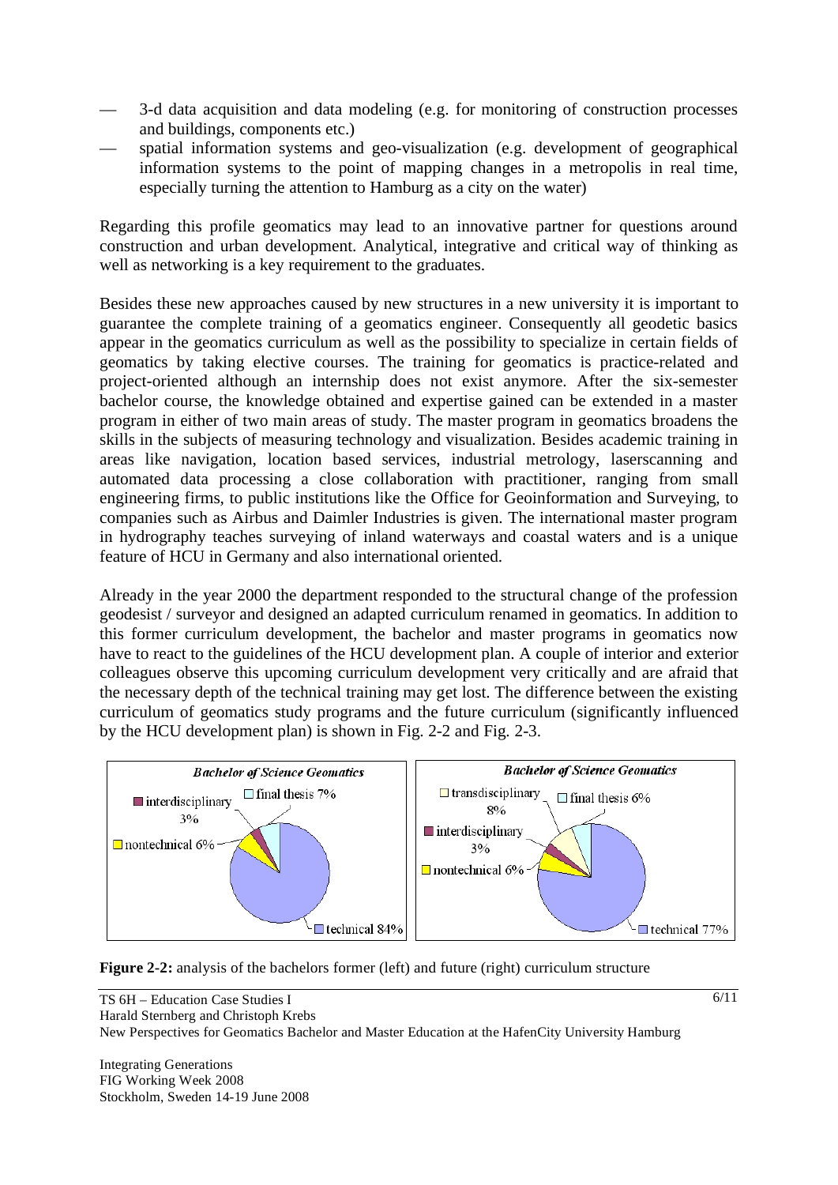- 3-d data acquisition and data modeling (e.g. for monitoring of construction processes and buildings, components etc.)
- spatial information systems and geo-visualization (e.g. development of geographical information systems to the point of mapping changes in a metropolis in real time, especially turning the attention to Hamburg as a city on the water)

Regarding this profile geomatics may lead to an innovative partner for questions around construction and urban development. Analytical, integrative and critical way of thinking as well as networking is a key requirement to the graduates.

Besides these new approaches caused by new structures in a new university it is important to guarantee the complete training of a geomatics engineer. Consequently all geodetic basics appear in the geomatics curriculum as well as the possibility to specialize in certain fields of geomatics by taking elective courses. The training for geomatics is practice-related and project-oriented although an internship does not exist anymore. After the six-semester bachelor course, the knowledge obtained and expertise gained can be extended in a master program in either of two main areas of study. The master program in geomatics broadens the skills in the subjects of measuring technology and visualization. Besides academic training in areas like navigation, location based services, industrial metrology, laserscanning and automated data processing a close collaboration with practitioner, ranging from small engineering firms, to public institutions like the Office for Geoinformation and Surveying, to companies such as Airbus and Daimler Industries is given. The international master program in hydrography teaches surveying of inland waterways and coastal waters and is a unique feature of HCU in Germany and also international oriented.

Already in the year 2000 the department responded to the structural change of the profession geodesist / surveyor and designed an adapted curriculum renamed in geomatics. In addition to this former curriculum development, the bachelor and master programs in geomatics now have to react to the guidelines of the HCU development plan. A couple of interior and exterior colleagues observe this upcoming curriculum development very critically and are afraid that the necessary depth of the technical training may get lost. The difference between the existing curriculum of geomatics study programs and the future curriculum (significantly influenced by the HCU development plan) is shown in Fig. 2-2 and Fig. 2-3.

*Bachelor of Science Geomatics* (former): technical 84%, nontechnical 6%, interdisciplinary 3%, final thesis 7%

*Bachelor of Science Geomatics* (future): technical 77%, nontechnical 6%, interdisciplinary 3%, transdisciplinary 8%, final thesis 6%

**Figure 2-2:** analysis of the bachelors former (left) and future (right) curriculum structure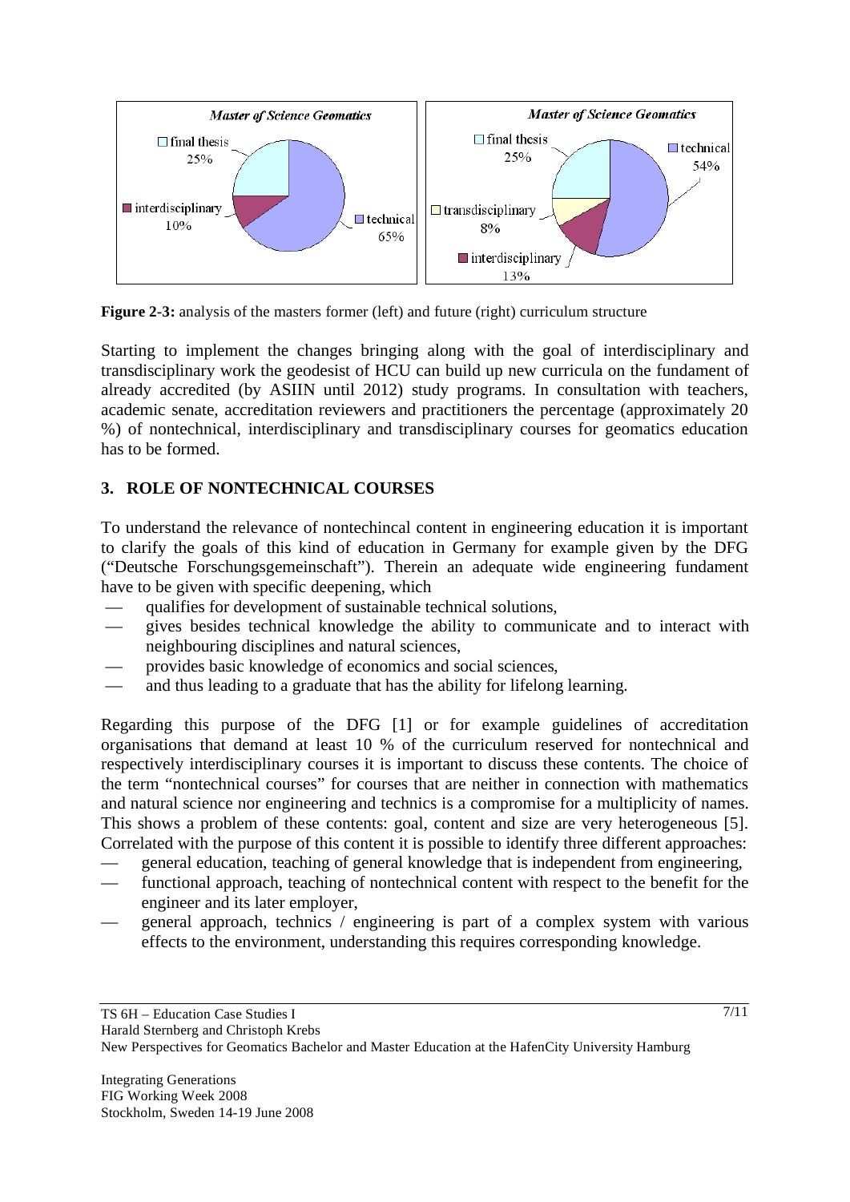**Figure 2-3:** analysis of the masters former (left) and future (right) curriculum structure

Starting to implement the changes bringing along with the goal of interdisciplinary and transdisciplinary work the geodesist of HCU can build up new curricula on the fundament of already accredited (by ASIIN until 2012) study programs. In consultation with teachers, academic senate, accreditation reviewers and practitioners the percentage (approximately 20 %) of nontechnical, interdisciplinary and transdisciplinary courses for geomatics education has to be formed.

## 3. ROLE OF NONTECHNICAL COURSES

To understand the relevance of nontechincal content in engineering education it is important to clarify the goals of this kind of education in Germany for example given by the DFG ("Deutsche Forschungsgemeinschaft"). Therein an adequate wide engineering fundament have to be given with specific deepening, which

- qualifies for development of sustainable technical solutions,
- gives besides technical knowledge the ability to communicate and to interact with neighbouring disciplines and natural sciences,
- provides basic knowledge of economics and social sciences,
- and thus leading to a graduate that has the ability for lifelong learning.

Regarding this purpose of the DFG [1] or for example guidelines of accreditation organisations that demand at least 10 % of the curriculum reserved for nontechnical and respectively interdisciplinary courses it is important to discuss these contents. The choice of the term "nontechnical courses" for courses that are neither in connection with mathematics and natural science nor engineering and technics is a compromise for a multiplicity of names. This shows a problem of these contents: goal, content and size are very heterogeneous [5]. Correlated with the purpose of this content it is possible to identify three different approaches:

- general education, teaching of general knowledge that is independent from engineering,
- functional approach, teaching of nontechnical content with respect to the benefit for the engineer and its later employer,
- general approach, technics / engineering is part of a complex system with various effects to the environment, understanding this requires corresponding knowledge.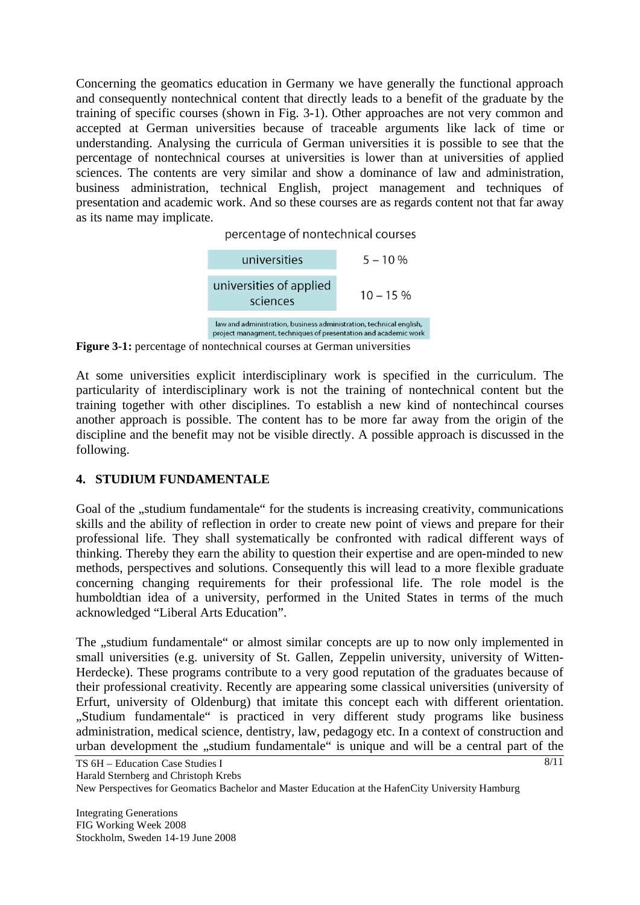Concerning the geomatics education in Germany we have generally the functional approach and consequently nontechnical content that directly leads to a benefit of the graduate by the training of specific courses (shown in Fig. 3-1). Other approaches are not very common and accepted at German universities because of traceable arguments like lack of time or understanding. Analysing the curricula of German universities it is possible to see that the percentage of nontechnical courses at universities is lower than at universities of applied sciences. The contents are very similar and show a dominance of law and administration, business administration, technical English, project management and techniques of presentation and academic work. And so these courses are as regards content not that far away as its name may implicate.

percentage of nontechnical courses

| | |
|---|---|
| universities | 5 – 10 % |
| universities of applied sciences | 10 – 15 % |

law and administration, business administration, technical english, project managment, techniques of presentation and academic work

**Figure 3-1:** percentage of nontechnical courses at German universities

At some universities explicit interdisciplinary work is specified in the curriculum. The particularity of interdisciplinary work is not the training of nontechnical content but the training together with other disciplines. To establish a new kind of nontechincal courses another approach is possible. The content has to be more far away from the origin of the discipline and the benefit may not be visible directly. A possible approach is discussed in the following.

## 4. STUDIUM FUNDAMENTALE

Goal of the „studium fundamentale" for the students is increasing creativity, communications skills and the ability of reflection in order to create new point of views and prepare for their professional life. They shall systematically be confronted with radical different ways of thinking. Thereby they earn the ability to question their expertise and are open-minded to new methods, perspectives and solutions. Consequently this will lead to a more flexible graduate concerning changing requirements for their professional life. The role model is the humboldtian idea of a university, performed in the United States in terms of the much acknowledged "Liberal Arts Education".

The „studium fundamentale" or almost similar concepts are up to now only implemented in small universities (e.g. university of St. Gallen, Zeppelin university, university of Witten-Herdecke). These programs contribute to a very good reputation of the graduates because of their professional creativity. Recently are appearing some classical universities (university of Erfurt, university of Oldenburg) that imitate this concept each with different orientation. „Studium fundamentale" is practiced in very different study programs like business administration, medical science, dentistry, law, pedagogy etc. In a context of construction and urban development the „studium fundamentale" is unique and will be a central part of the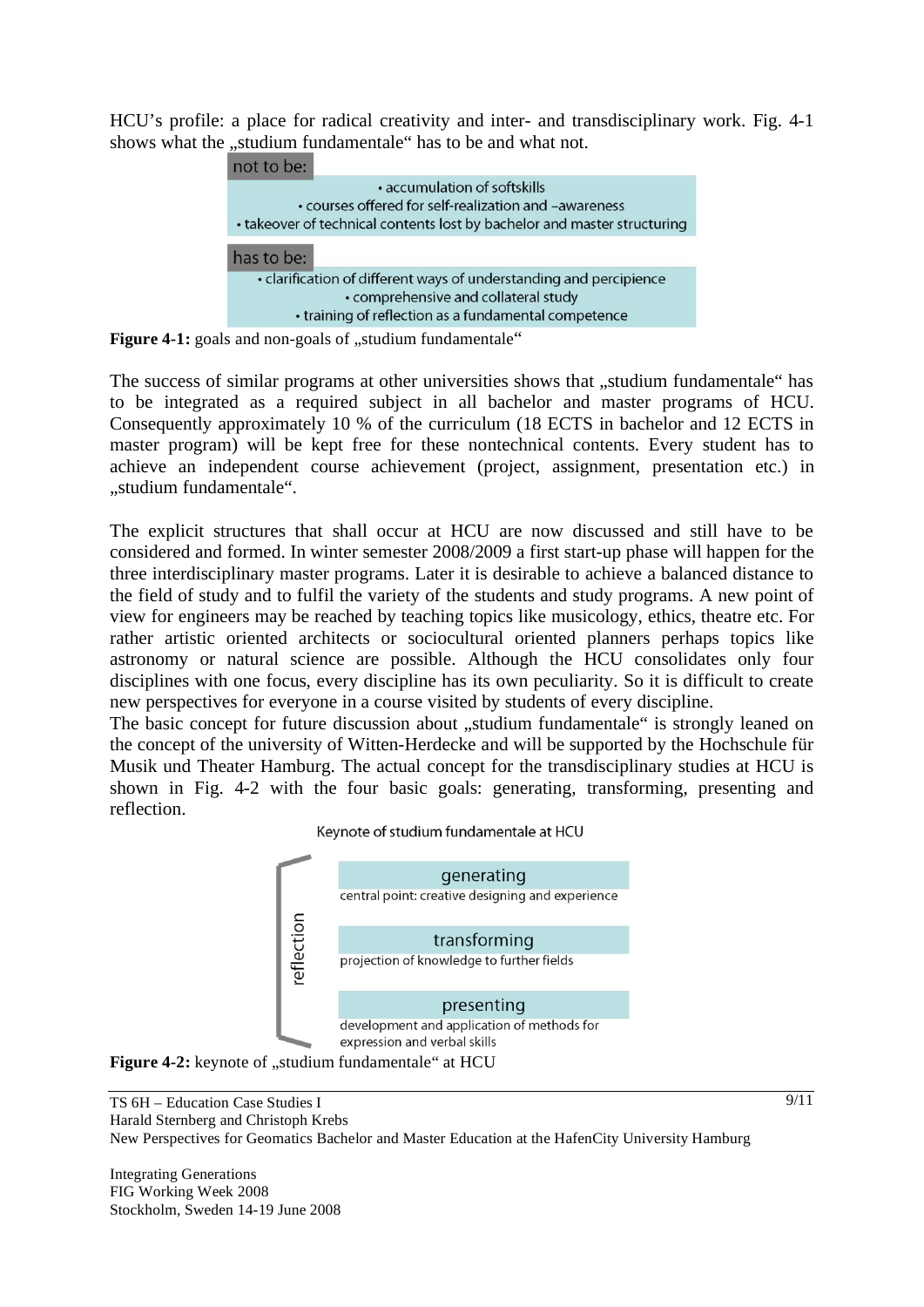HCU's profile: a place for radical creativity and inter- and transdisciplinary work. Fig. 4-1 shows what the „studium fundamentale" has to be and what not.

**not to be:**

- accumulation of softskills
- courses offered for self-realization and –awareness
- takeover of technical contents lost by bachelor and master structuring

**has to be:**

- clarification of different ways of understanding and percipience
- comprehensive and collateral study
- training of reflection as a fundamental competence

**Figure 4-1:** goals and non-goals of „studium fundamentale"

The success of similar programs at other universities shows that „studium fundamentale" has to be integrated as a required subject in all bachelor and master programs of HCU. Consequently approximately 10 % of the curriculum (18 ECTS in bachelor and 12 ECTS in master program) will be kept free for these nontechnical contents. Every student has to achieve an independent course achievement (project, assignment, presentation etc.) in „studium fundamentale".

The explicit structures that shall occur at HCU are now discussed and still have to be considered and formed. In winter semester 2008/2009 a first start-up phase will happen for the three interdisciplinary master programs. Later it is desirable to achieve a balanced distance to the field of study and to fulfil the variety of the students and study programs. A new point of view for engineers may be reached by teaching topics like musicology, ethics, theatre etc. For rather artistic oriented architects or sociocultural oriented planners perhaps topics like astronomy or natural science are possible. Although the HCU consolidates only four disciplines with one focus, every discipline has its own peculiarity. So it is difficult to create new perspectives for everyone in a course visited by students of every discipline.
The basic concept for future discussion about „studium fundamentale" is strongly leaned on the concept of the university of Witten-Herdecke and will be supported by the Hochschule für Musik und Theater Hamburg. The actual concept for the transdisciplinary studies at HCU is shown in Fig. 4-2 with the four basic goals: generating, transforming, presenting and reflection.

Keynote of studium fundamentale at HCU

reflection

- **generating** – central point: creative designing and experience
- **transforming** – projection of knowledge to further fields
- **presenting** – development and application of methods for expression and verbal skills

**Figure 4-2:** keynote of „studium fundamentale" at HCU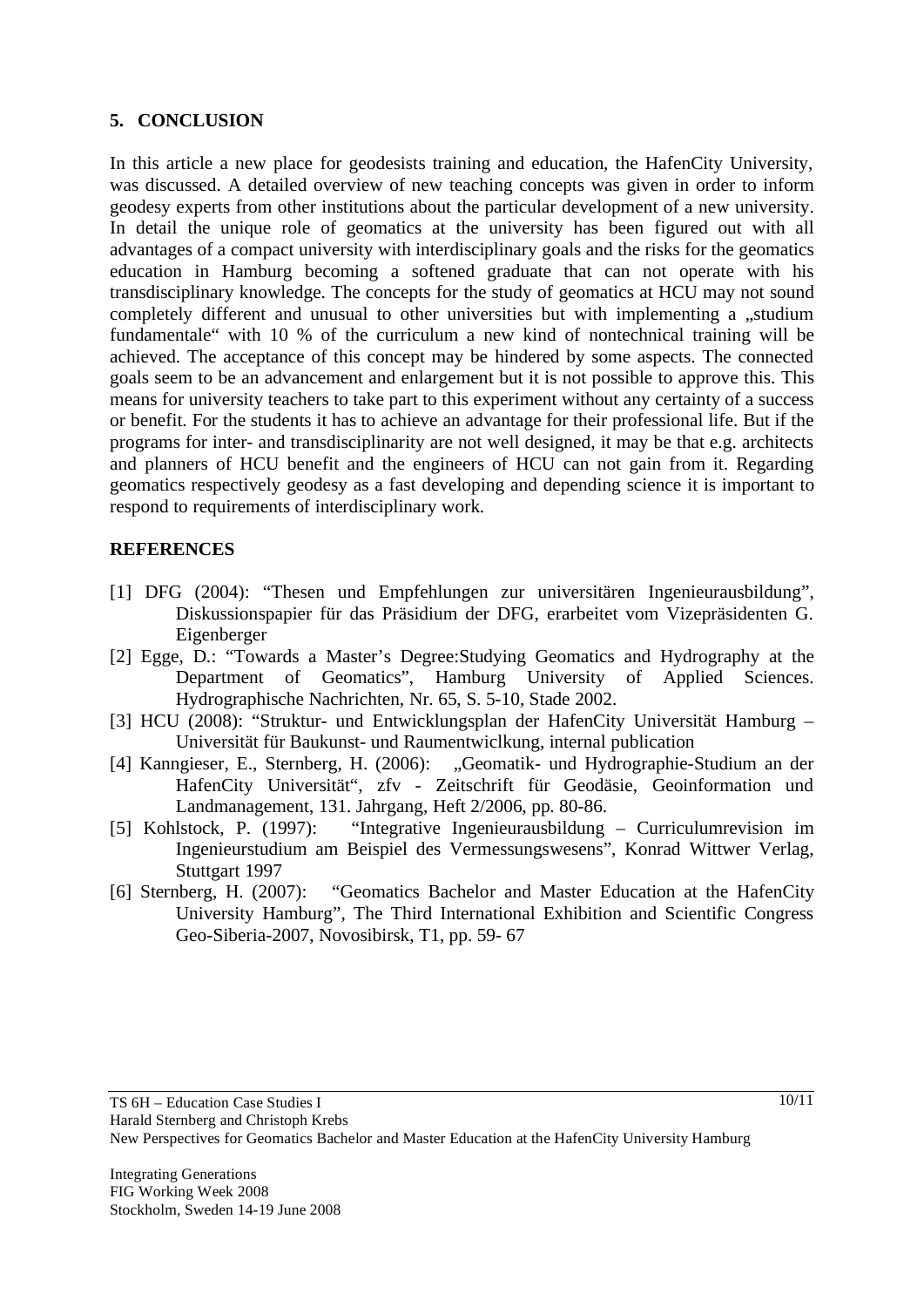## 5. CONCLUSION

In this article a new place for geodesists training and education, the HafenCity University, was discussed. A detailed overview of new teaching concepts was given in order to inform geodesy experts from other institutions about the particular development of a new university. In detail the unique role of geomatics at the university has been figured out with all advantages of a compact university with interdisciplinary goals and the risks for the geomatics education in Hamburg becoming a softened graduate that can not operate with his transdisciplinary knowledge. The concepts for the study of geomatics at HCU may not sound completely different and unusual to other universities but with implementing a „studium fundamentale“ with 10 % of the curriculum a new kind of nontechnical training will be achieved. The acceptance of this concept may be hindered by some aspects. The connected goals seem to be an advancement and enlargement but it is not possible to approve this. This means for university teachers to take part to this experiment without any certainty of a success or benefit. For the students it has to achieve an advantage for their professional life. But if the programs for inter- and transdisciplinarity are not well designed, it may be that e.g. architects and planners of HCU benefit and the engineers of HCU can not gain from it. Regarding geomatics respectively geodesy as a fast developing and depending science it is important to respond to requirements of interdisciplinary work.

## REFERENCES

[1] DFG (2004): "Thesen und Empfehlungen zur universitären Ingenieurausbildung", Diskussionspapier für das Präsidium der DFG, erarbeitet vom Vizepräsidenten G. Eigenberger

[2] Egge, D.: "Towards a Master's Degree:Studying Geomatics and Hydrography at the Department of Geomatics", Hamburg University of Applied Sciences. Hydrographische Nachrichten, Nr. 65, S. 5-10, Stade 2002.

[3] HCU (2008): "Struktur- und Entwicklungsplan der HafenCity Universität Hamburg – Universität für Baukunst- und Raumentwiclkung, internal publication

[4] Kanngieser, E., Sternberg, H. (2006): „Geomatik- und Hydrographie-Studium an der HafenCity Universität", zfv - Zeitschrift für Geodäsie, Geoinformation und Landmanagement, 131. Jahrgang, Heft 2/2006, pp. 80-86.

[5] Kohlstock, P. (1997): "Integrative Ingenieurausbildung – Curriculumrevision im Ingenieurstudium am Beispiel des Vermessungswesens", Konrad Wittwer Verlag, Stuttgart 1997

[6] Sternberg, H. (2007): "Geomatics Bachelor and Master Education at the HafenCity University Hamburg", The Third International Exhibition and Scientific Congress Geo-Siberia-2007, Novosibirsk, T1, pp. 59- 67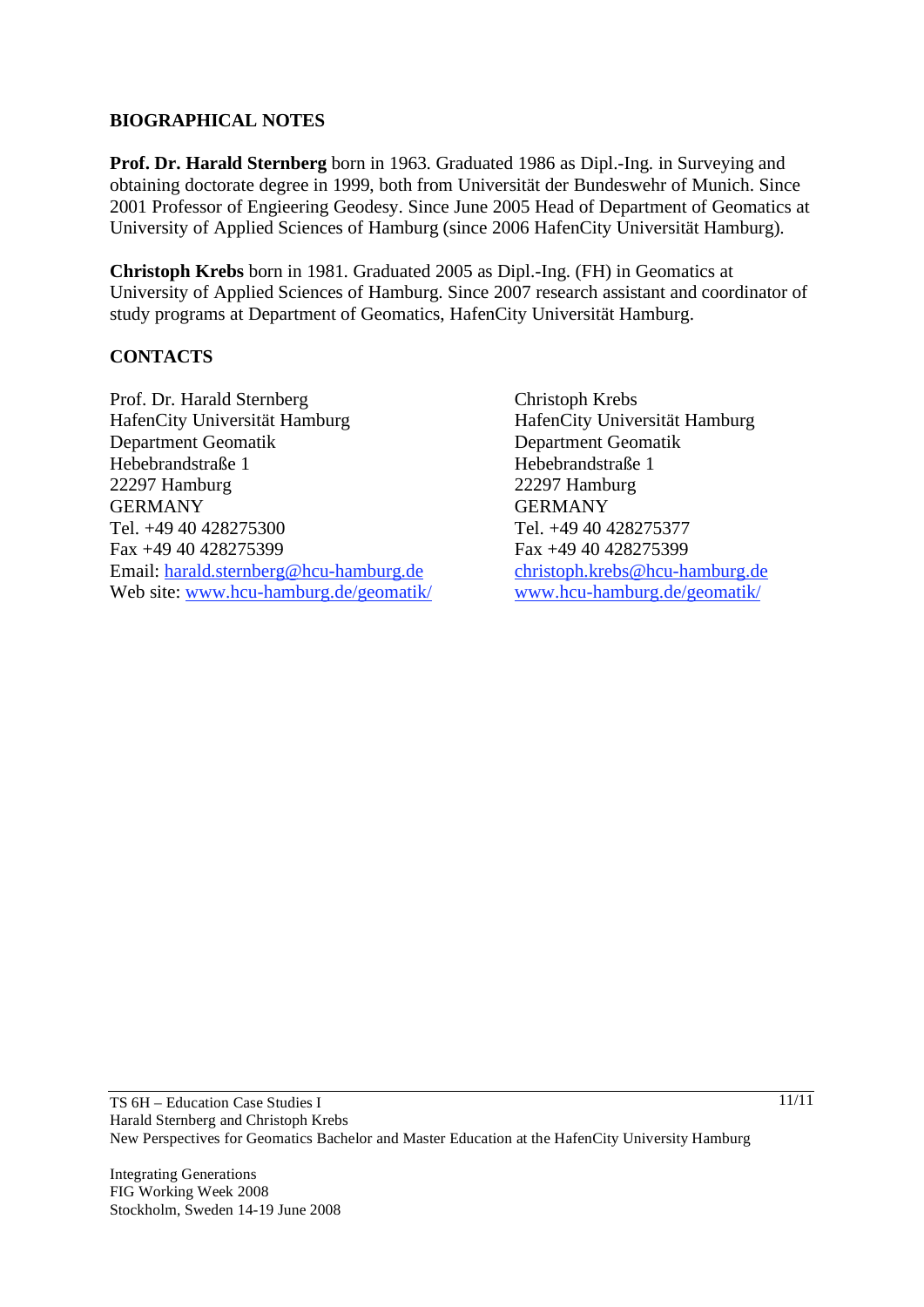## BIOGRAPHICAL NOTES

**Prof. Dr. Harald Sternberg** born in 1963. Graduated 1986 as Dipl.-Ing. in Surveying and obtaining doctorate degree in 1999, both from Universität der Bundeswehr of Munich. Since 2001 Professor of Engieering Geodesy. Since June 2005 Head of Department of Geomatics at University of Applied Sciences of Hamburg (since 2006 HafenCity Universität Hamburg).

**Christoph Krebs** born in 1981. Graduated 2005 as Dipl.-Ing. (FH) in Geomatics at University of Applied Sciences of Hamburg. Since 2007 research assistant and coordinator of study programs at Department of Geomatics, HafenCity Universität Hamburg.

## CONTACTS

Prof. Dr. Harald Sternberg
HafenCity Universität Hamburg
Department Geomatik
Hebebrandstraße 1
22297 Hamburg
GERMANY
Tel. +49 40 428275300
Fax +49 40 428275399
Email: harald.sternberg@hcu-hamburg.de
Web site: www.hcu-hamburg.de/geomatik/

Christoph Krebs
HafenCity Universität Hamburg
Department Geomatik
Hebebrandstraße 1
22297 Hamburg
GERMANY
Tel. +49 40 428275377
Fax +49 40 428275399
christoph.krebs@hcu-hamburg.de
www.hcu-hamburg.de/geomatik/